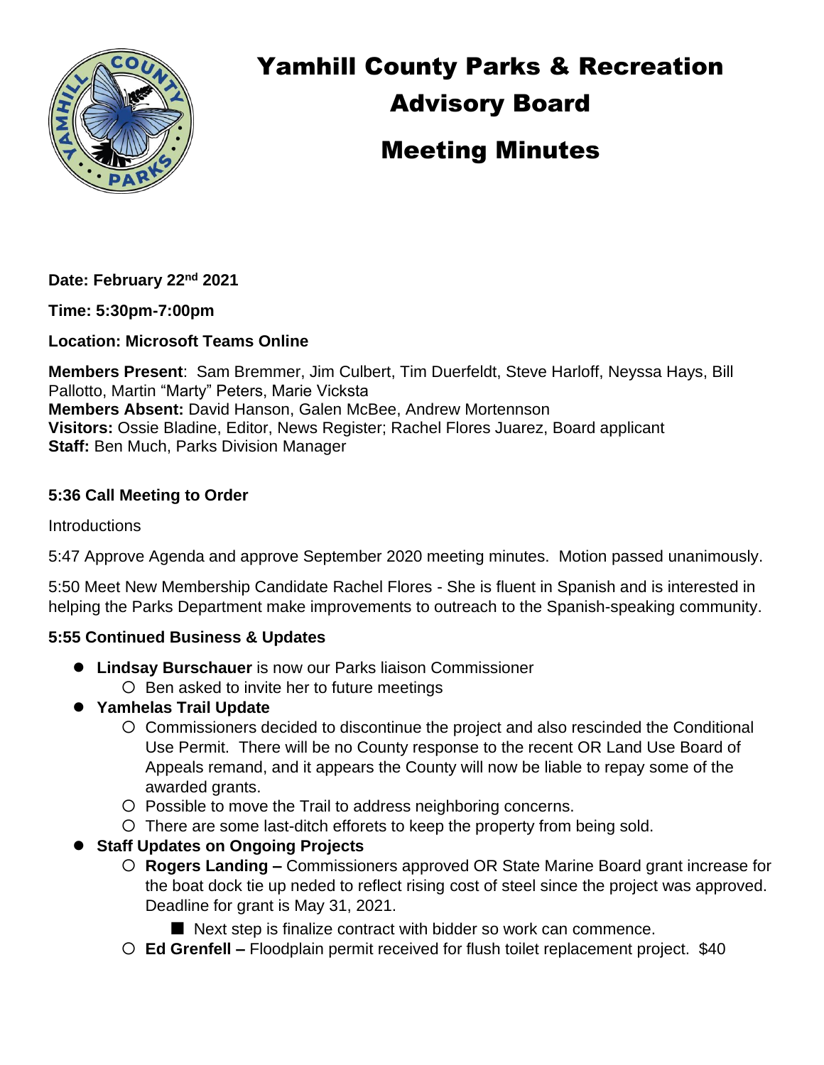# Yamhill County Parks & Recreation Advisory Board

# Meeting Minutes

**Date: February 22nd 2021**

**Time: 5:30pm-7:00pm**

**Location: Microsoft Teams Online**

**Members Present**: Sam Bremmer, Jim Culbert, Tim Duerfeldt, Steve Harloff, Neyssa Hays, Bill Pallotto, Martin "Marty" Peters, Marie Vicksta
**Members Absent:** David Hanson, Galen McBee, Andrew Mortennson
**Visitors:** Ossie Bladine, Editor, News Register; Rachel Flores Juarez, Board applicant
**Staff:** Ben Much, Parks Division Manager

**5:36 Call Meeting to Order**

Introductions

5:47 Approve Agenda and approve September 2020 meeting minutes. Motion passed unanimously.

5:50 Meet New Membership Candidate Rachel Flores - She is fluent in Spanish and is interested in helping the Parks Department make improvements to outreach to the Spanish-speaking community.

**5:55 Continued Business & Updates**

- **Lindsay Burschauer** is now our Parks liaison Commissioner
  - Ben asked to invite her to future meetings
- **Yamhelas Trail Update**
  - Commissioners decided to discontinue the project and also rescinded the Conditional Use Permit. There will be no County response to the recent OR Land Use Board of Appeals remand, and it appears the County will now be liable to repay some of the awarded grants.
  - Possible to move the Trail to address neighboring concerns.
  - There are some last-ditch efforets to keep the property from being sold.
- **Staff Updates on Ongoing Projects**
  - **Rogers Landing –** Commissioners approved OR State Marine Board grant increase for the boat dock tie up neded to reflect rising cost of steel since the project was approved. Deadline for grant is May 31, 2021.
    - Next step is finalize contract with bidder so work can commence.
  - **Ed Grenfell –** Floodplain permit received for flush toilet replacement project. $40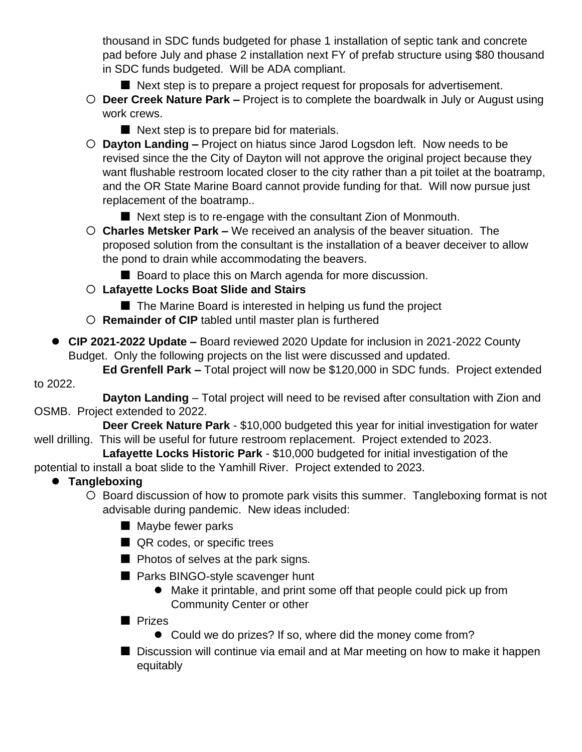thousand in SDC funds budgeted for phase 1 installation of septic tank and concrete pad before July and phase 2 installation next FY of prefab structure using $80 thousand in SDC funds budgeted. Will be ADA compliant.

    - Next step is to prepare a project request for proposals for advertisement.
  - **Deer Creek Nature Park –** Project is to complete the boardwalk in July or August using work crews.
    - Next step is to prepare bid for materials.
  - **Dayton Landing –** Project on hiatus since Jarod Logsdon left. Now needs to be revised since the the City of Dayton will not approve the original project because they want flushable restroom located closer to the city rather than a pit toilet at the boatramp, and the OR State Marine Board cannot provide funding for that. Will now pursue just replacement of the boatramp..
    - Next step is to re-engage with the consultant Zion of Monmouth.
  - **Charles Metsker Park –** We received an analysis of the beaver situation. The proposed solution from the consultant is the installation of a beaver deceiver to allow the pond to drain while accommodating the beavers.
    - Board to place this on March agenda for more discussion.
  - **Lafayette Locks Boat Slide and Stairs**
    - The Marine Board is interested in helping us fund the project
  - **Remainder of CIP** tabled until master plan is furthered

- **CIP 2021-2022 Update –** Board reviewed 2020 Update for inclusion in 2021-2022 County Budget. Only the following projects on the list were discussed and updated.

**Ed Grenfell Park –** Total project will now be $120,000 in SDC funds. Project extended to 2022.

**Dayton Landing** – Total project will need to be revised after consultation with Zion and OSMB. Project extended to 2022.

**Deer Creek Nature Park** - $10,000 budgeted this year for initial investigation for water well drilling. This will be useful for future restroom replacement. Project extended to 2023.

**Lafayette Locks Historic Park** - $10,000 budgeted for initial investigation of the potential to install a boat slide to the Yamhill River. Project extended to 2023.

- **Tangleboxing**
  - Board discussion of how to promote park visits this summer. Tangleboxing format is not advisable during pandemic. New ideas included:
    - Maybe fewer parks
    - QR codes, or specific trees
    - Photos of selves at the park signs.
    - Parks BINGO-style scavenger hunt
      - Make it printable, and print some off that people could pick up from Community Center or other
    - Prizes
      - Could we do prizes? If so, where did the money come from?
    - Discussion will continue via email and at Mar meeting on how to make it happen equitably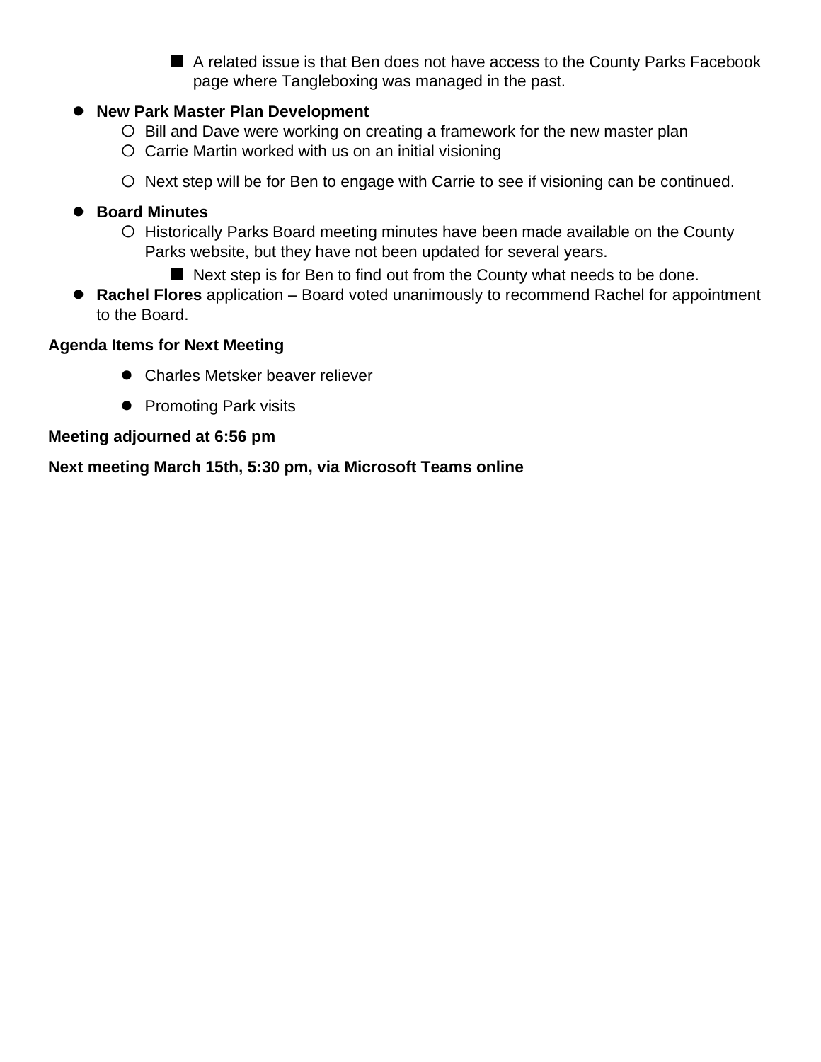- A related issue is that Ben does not have access to the County Parks Facebook page where Tangleboxing was managed in the past.

- **New Park Master Plan Development**
    - Bill and Dave were working on creating a framework for the new master plan
    - Carrie Martin worked with us on an initial visioning
    - Next step will be for Ben engage with Carrie to see if visioning can be continued.
- **Board Minutes**
    - Historically Parks Board meeting minutes have been made available on the County Parks website, but they have not been updated for several years.
        - Next step is for Ben to find out from the County what needs to be done.
- **Rachel Flores** application – Board voted unanimously to recommend Rachel for appointment to the Board.

**Agenda Items for Next Meeting**

- Charles Metsker beaver reliever
- Promoting Park visits

**Meeting adjourned at 6:56 pm**

**Next meeting March 15th, 5:30 pm, via Microsoft Teams online**